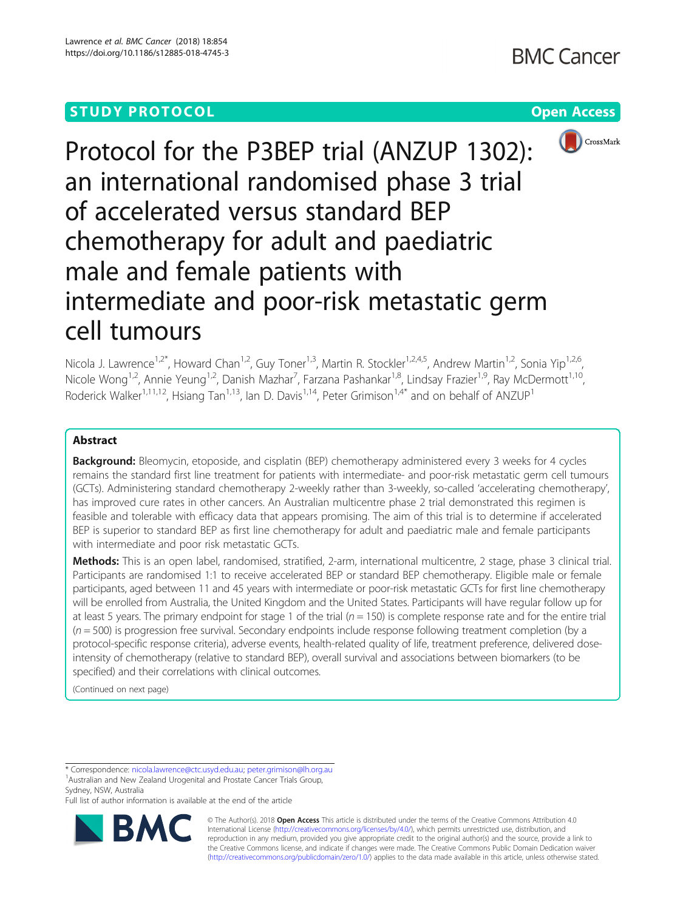STUDY PROTOCOL

Open Access

# Protocol for the P3BEP trial (ANZUP 1302): an international randomised phase 3 trial of accelerated versus standard BEP chemotherapy for adult and paediatric male and female patients with intermediate and poor-risk metastatic germ cell tumours

Nicola J. Lawrence[1,2*], Howard Chan[1,2], Guy Toner[1,3], Martin R. Stockler[1,2,4,5], Andrew Martin[1,2], Sonia Yip[1,2,6], Nicole Wong[1,2], Annie Yeung[1,2], Danish Mazhar[7], Farzana Pashankar[1,8], Lindsay Frazier[1,9], Ray McDermott[1,10], Roderick Walker[1,11,12], Hsiang Tan[1,13], Ian D. Davis[1,14], Peter Grimison[1,4*] and on behalf of ANZUP[1]

## Abstract

**Background:** Bleomycin, etoposide, and cisplatin (BEP) chemotherapy administered every 3 weeks for 4 cycles remains the standard first line treatment for patients with intermediate- and poor-risk metastatic germ cell tumours (GCTs). Administering standard chemotherapy 2-weekly rather than 3-weekly, so-called 'accelerating chemotherapy', has improved cure rates in other cancers. An Australian multicentre phase 2 trial demonstrated this regimen is feasible and tolerable with efficacy data that appears promising. The aim of this trial is to determine if accelerated BEP is superior to standard BEP as first line chemotherapy for adult and paediatric male and female participants with intermediate and poor risk metastatic GCTs.

**Methods:** This is an open label, randomised, stratified, 2-arm, international multicentre, 2 stage, phase 3 clinical trial. Participants are randomised 1:1 to receive accelerated BEP or standard BEP chemotherapy. Eligible male or female participants, aged between 11 and 45 years with intermediate or poor-risk metastatic GCTs for first line chemotherapy will be enrolled from Australia, the United Kingdom and the United States. Participants will have regular follow up for at least 5 years. The primary endpoint for stage 1 of the trial ($n = 150$) is complete response rate and for the entire trial ($n = 500$) is progression free survival. Secondary endpoints include response following treatment completion (by a protocol-specific response criteria), adverse events, health-related quality of life, treatment preference, delivered dose-intensity of chemotherapy (relative to standard BEP), overall survival and associations between biomarkers (to be specified) and their correlations with clinical outcomes.

(Continued on next page)

* Correspondence: nicola.lawrence@ctc.usyd.edu.au; peter.grimison@lh.org.au
[1]Australian and New Zealand Urogenital and Prostate Cancer Trials Group, Sydney, NSW, Australia
Full list of author information is available at the end of the article

© The Author(s). 2018 **Open Access** This article is distributed under the terms of the Creative Commons Attribution 4.0 International License (http://creativecommons.org/licenses/by/4.0/), which permits unrestricted use, distribution, and reproduction in any medium, provided you give appropriate credit to the original author(s) and the source, provide a link to the Creative Commons license, and indicate if changes were made. The Creative Commons Public Domain Dedication waiver (http://creativecommons.org/publicdomain/zero/1.0/) applies to the data made available in this article, unless otherwise stated.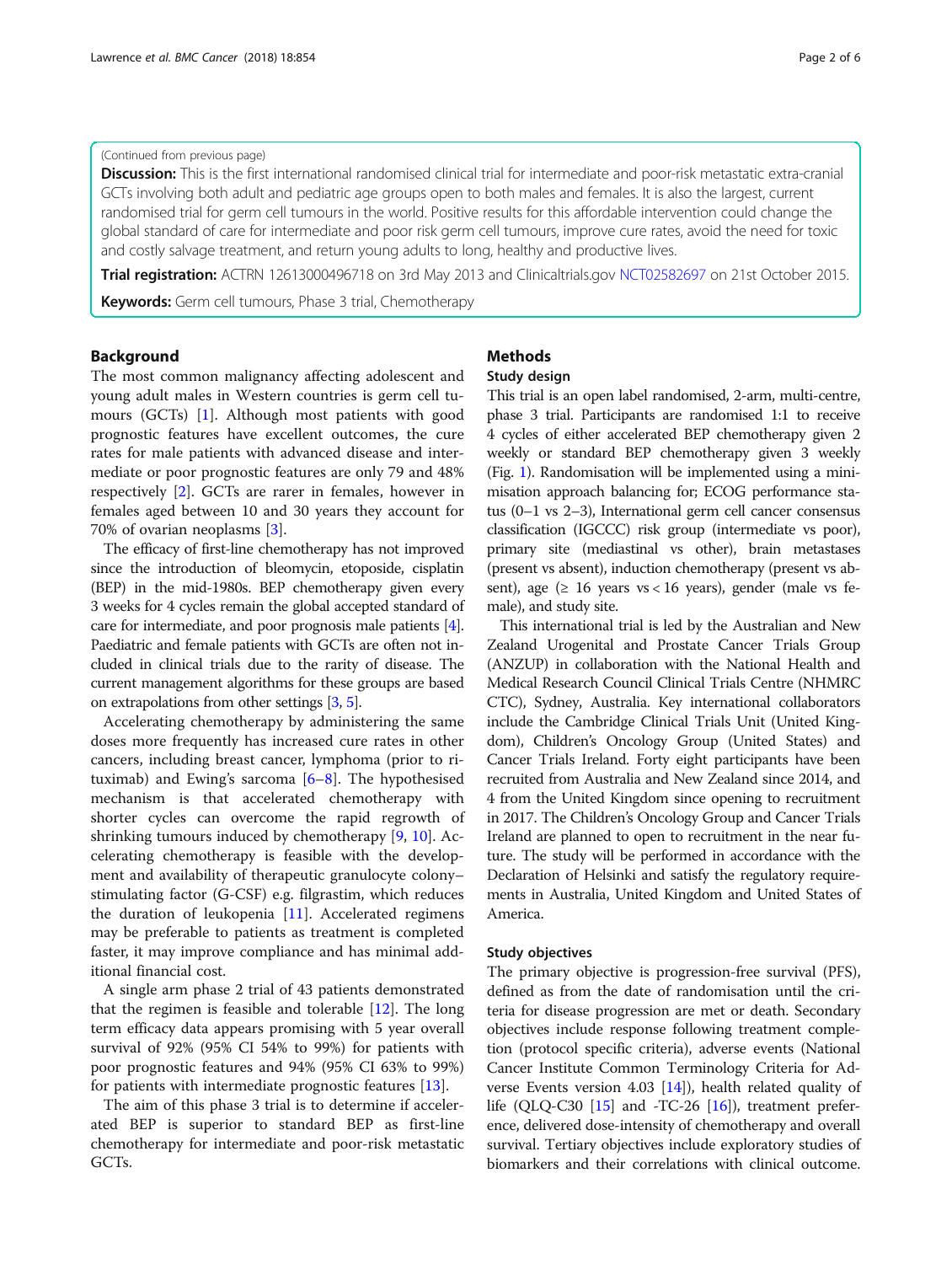(Continued from previous page)

**Discussion:** This is the first international randomised clinical trial for intermediate and poor-risk metastatic extra-cranial GCTs involving both adult and pediatric age groups open to both males and females. It is also the largest, current randomised trial for germ cell tumours in the world. Positive results for this affordable intervention could change the global standard of care for intermediate and poor risk germ cell tumours, improve cure rates, avoid the need for toxic and costly salvage treatment, and return young adults to long, healthy and productive lives.

**Trial registration:** ACTRN 12613000496718 on 3rd May 2013 and Clinicaltrials.gov NCT02582697 on 21st October 2015.

**Keywords:** Germ cell tumours, Phase 3 trial, Chemotherapy

## Background

The most common malignancy affecting adolescent and young adult males in Western countries is germ cell tumours (GCTs) [1]. Although most patients with good prognostic features have excellent outcomes, the cure rates for male patients with advanced disease and intermediate or poor prognostic features are only 79 and 48% respectively [2]. GCTs are rarer in females, however in females aged between 10 and 30 years they account for 70% of ovarian neoplasms [3].

The efficacy of first-line chemotherapy has not improved since the introduction of bleomycin, etoposide, cisplatin (BEP) in the mid-1980s. BEP chemotherapy given every 3 weeks for 4 cycles remain the global accepted standard of care for intermediate, and poor prognosis male patients [4]. Paediatric and female patients with GCTs are often not included in clinical trials due to the rarity of disease. The current management algorithms for these groups are based on extrapolations from other settings [3, 5].

Accelerating chemotherapy by administering the same doses more frequently has increased cure rates in other cancers, including breast cancer, lymphoma (prior to rituximab) and Ewing's sarcoma [6–8]. The hypothesised mechanism is that accelerated chemotherapy with shorter cycles can overcome the rapid regrowth of shrinking tumours induced by chemotherapy [9, 10]. Accelerating chemotherapy is feasible with the development and availability of therapeutic granulocyte colony–stimulating factor (G-CSF) e.g. filgrastim, which reduces the duration of leukopenia [11]. Accelerated regimens may be preferable to patients as treatment is completed faster, it may improve compliance and has minimal additional financial cost.

A single arm phase 2 trial of 43 patients demonstrated that the regimen is feasible and tolerable [12]. The long term efficacy data appears promising with 5 year overall survival of 92% (95% CI 54% to 99%) for patients with poor prognostic features and 94% (95% CI 63% to 99%) for patients with intermediate prognostic features [13].

The aim of this phase 3 trial is to determine if accelerated BEP is superior to standard BEP as first-line chemotherapy for intermediate and poor-risk metastatic GCTs.

## Methods

### Study design

This trial is an open label randomised, 2-arm, multi-centre, phase 3 trial. Participants are randomised 1:1 to receive 4 cycles of either accelerated BEP chemotherapy given 2 weekly or standard BEP chemotherapy given 3 weekly (Fig. 1). Randomisation will be implemented using a minimisation approach balancing for; ECOG performance status (0–1 vs 2–3), International germ cell cancer consensus classification (IGCCC) risk group (intermediate vs poor), primary site (mediastinal vs other), brain metastases (present vs absent), induction chemotherapy (present vs absent), age (≥ 16 years vs < 16 years), gender (male vs female), and study site.

This international trial is led by the Australian and New Zealand Urogenital and Prostate Cancer Trials Group (ANZUP) in collaboration with the National Health and Medical Research Council Clinical Trials Centre (NHMRC CTC), Sydney, Australia. Key international collaborators include the Cambridge Clinical Trials Unit (United Kingdom), Children's Oncology Group (United States) and Cancer Trials Ireland. Forty eight participants have been recruited from Australia and New Zealand since 2014, and 4 from the United Kingdom since opening to recruitment in 2017. The Children's Oncology Group and Cancer Trials Ireland are planned to open to recruitment in the near future. The study will be performed in accordance with the Declaration of Helsinki and satisfy the regulatory requirements in Australia, United Kingdom and United States of America.

### Study objectives

The primary objective is progression-free survival (PFS), defined as from the date of randomisation until the criteria for disease progression are met or death. Secondary objectives include response following treatment completion (protocol specific criteria), adverse events (National Cancer Institute Common Terminology Criteria for Adverse Events version 4.03 [14]), health related quality of life (QLQ-C30 [15] and -TC-26 [16]), treatment preference, delivered dose-intensity of chemotherapy and overall survival. Tertiary objectives include exploratory studies of biomarkers and their correlations with clinical outcome.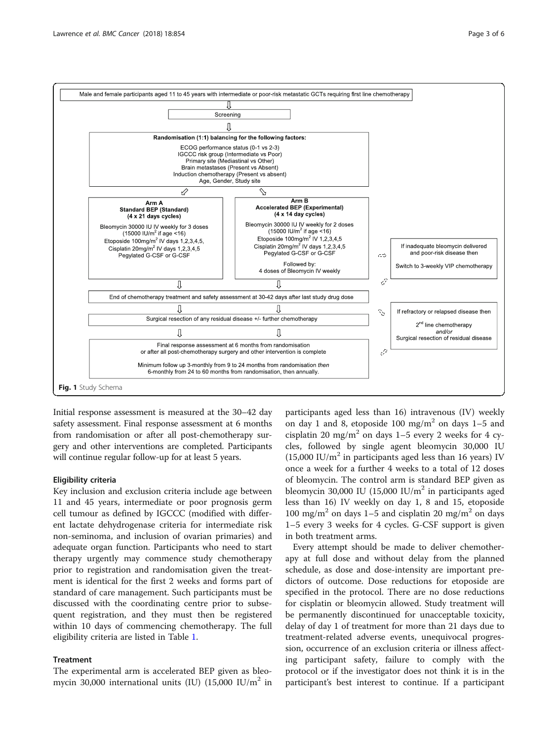Male and female participants aged 11 to 45 years with intermediate or poor-risk metastatic GCTs requiring first line chemotherapy

⇓

Screening

⇓

**Randomisation (1:1) balancing for the following factors:**

ECOG performance status (0-1 vs 2-3)
IGCCC risk group (Intermediate vs Poor)
Primary site (Mediastinal vs Other)
Brain metastases (Present vs Absent)
Induction chemotherapy (Present vs absent)
Age, Gender, Study site

| **Arm A** **Standard BEP (Standard)** **(4 x 21 days cycles)** | **Arm B** **Accelerated BEP (Experimental)** **(4 x 14 day cycles)** |
|---|---|
| Bleomycin 30000 IU IV weekly for 3 doses ($15000\ IU/m^2$ if age <16) Etoposide $100mg/m^2$ IV days 1,2,3,4,5, Cisplatin $20mg/m^2$ IV days 1,2,3,4,5 Pegylated G-CSF or G-CSF | Bleomycin 30000 IU IV weekly for 2 doses ($15000\ IU/m^2$ if age <16) Etoposide $100mg/m^2$ IV days 1,2,3,4,5 Cisplatin $20mg/m^2$ IV days 1,2,3,4,5 Pegylated G-CSF or G-CSF. Followed by: 4 doses of Bleomycin IV weekly |

If inadequate bleomycin delivered and poor-risk disease then
Switch to 3-weekly VIP chemotherapy

⇓

End of chemotherapy treatment and safety assessment at 30–42 days after last study drug dose

⇓

Surgical resection of any residual disease +/- further chemotherapy

If refractory or relapsed disease then
2[nd] line chemotherapy
*and/or*
Surgical resection of residual disease

⇓

Final response assessment at 6 months from randomisation or after all post-chemotherapy surgery and other intervention is complete

Minimum follow up 3-monthly from 9 to 24 months from randomisation *then* 6-monthly from 24 to 60 months from randomisation, then annually.

**Fig. 1** Study Schema

Initial response assessment is measured at the 30–42 day safety assessment. Final response assessment at 6 months from randomisation or after all post-chemotherapy surgery and other interventions are completed. Participants will continue regular follow-up for at least 5 years.

### Eligibility criteria

Key inclusion and exclusion criteria include age between 11 and 45 years, intermediate or poor prognosis germ cell tumour as defined by IGCCC (modified with different lactate dehydrogenase criteria for intermediate risk non-seminoma, and inclusion of ovarian primaries) and adequate organ function. Participants who need to start therapy urgently may commence study chemotherapy prior to registration and randomisation given the treatment is identical for the first 2 weeks and forms part of standard of care management. Such participants must be discussed with the coordinating centre prior to subsequent registration, and they must then be registered within 10 days of commencing chemotherapy. The full eligibility criteria are listed in Table 1.

### Treatment

The experimental arm is accelerated BEP given as bleomycin 30,000 international units (IU) ($15,000\ IU/m^2$ in participants aged less than 16) intravenous (IV) weekly on day 1 and 8, etoposide $100\ mg/m^2$ on days 1–5 and cisplatin $20\ mg/m^2$ on days 1–5 every 2 weeks for 4 cycles, followed by single agent bleomycin 30,000 IU ($15,000\ IU/m^2$ in participants aged less than 16 years) IV once a week for a further 4 weeks to a total of 12 doses of bleomycin. The control arm is standard BEP given as bleomycin 30,000 IU ($15,000\ IU/m^2$ in participants aged less than 16) IV weekly on day 1, 8 and 15, etoposide $100\ mg/m^2$ on days 1–5 and cisplatin $20\ mg/m^2$ on days 1–5 every 3 weeks for 4 cycles. G-CSF support is given in both treatment arms.

Every attempt should be made to deliver chemotherapy at full dose and without delay from the planned schedule, as dose and dose-intensity are important predictors of outcome. Dose reductions for etoposide are specified in the protocol. There are no dose reductions for cisplatin or bleomycin allowed. Study treatment will be permanently discontinued for unacceptable toxicity, delay of day 1 of treatment for more than 21 days due to treatment-related adverse events, unequivocal progression, occurrence of an exclusion criteria or illness affecting participant safety, failure to comply with the protocol or if the investigator does not think it is in the participant's best interest to continue. If a participant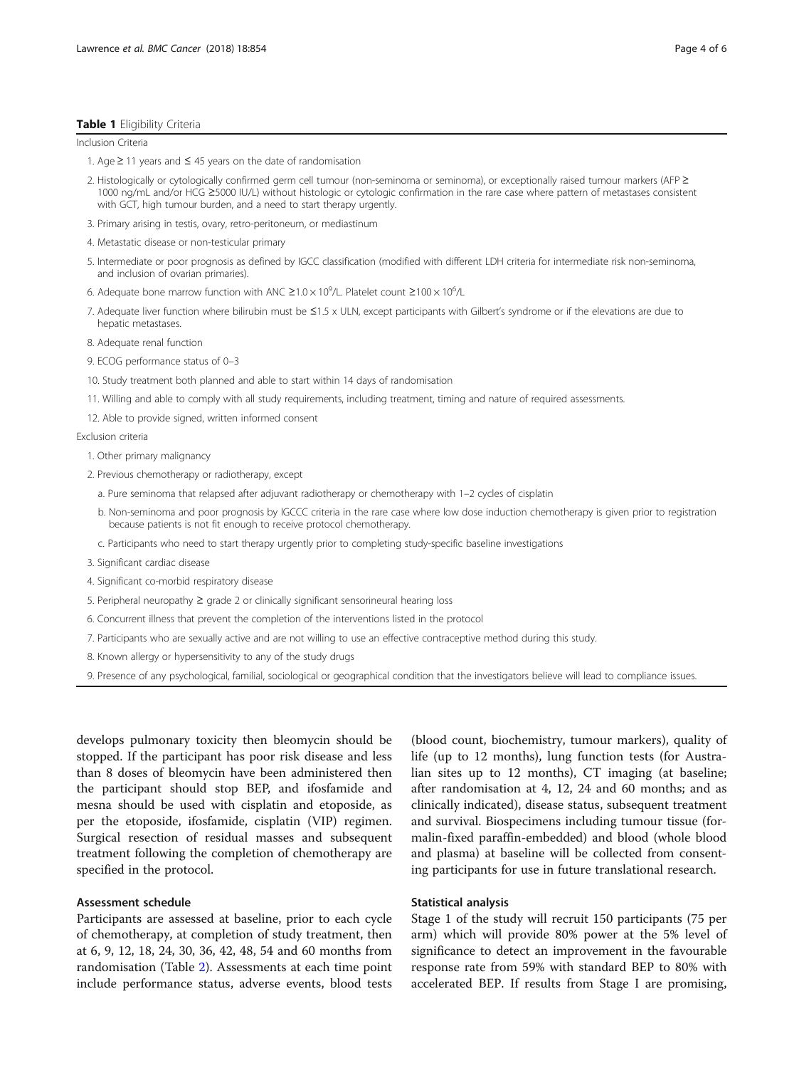**Table 1** Eligibility Criteria

Inclusion Criteria

1. Age ≥ 11 years and ≤ 45 years on the date of randomisation
2. Histologically or cytologically confirmed germ cell tumour (non-seminoma or seminoma), or exceptionally raised tumour markers (AFP ≥ 1000 ng/mL and/or HCG ≥5000 IU/L) without histologic or cytologic confirmation in the rare case where pattern of metastases consistent with GCT, high tumour burden, and a need to start therapy urgently.
3. Primary arising in testis, ovary, retro-peritoneum, or mediastinum
4. Metastatic disease or non-testicular primary
5. Intermediate or poor prognosis as defined by IGCC classification (modified with different LDH criteria for intermediate risk non-seminoma, and inclusion of ovarian primaries).
6. Adequate bone marrow function with ANC $\geq 1.0 \times 10^9$/L. Platelet count $\geq 100 \times 10^6$/L
7. Adequate liver function where bilirubin must be ≤1.5 x ULN, except participants with Gilbert's syndrome or if the elevations are due to hepatic metastases.
8. Adequate renal function
9. ECOG performance status of 0–3
10. Study treatment both planned and able to start within 14 days of randomisation
11. Willing and able to comply with all study requirements, including treatment, timing and nature of required assessments.
12. Able to provide signed, written informed consent

Exclusion criteria

1. Other primary malignancy
2. Previous chemotherapy or radiotherapy, except
   a. Pure seminoma that relapsed after adjuvant radiotherapy or chemotherapy with 1–2 cycles of cisplatin
   b. Non-seminoma and poor prognosis by IGCCC criteria in the rare case where low dose induction chemotherapy is given prior to registration because patients is not fit enough to receive protocol chemotherapy.
   c. Participants who need to start therapy urgently prior to completing study-specific baseline investigations
3. Significant cardiac disease
4. Significant co-morbid respiratory disease
5. Peripheral neuropathy ≥ grade 2 or clinically significant sensorineural hearing loss
6. Concurrent illness that prevent the completion of the interventions listed in the protocol
7. Participants who are sexually active and are not willing to use an effective contraceptive method during this study.
8. Known allergy or hypersensitivity to any of the study drugs
9. Presence of any psychological, familial, sociological or geographical condition that the investigators believe will lead to compliance issues.

develops pulmonary toxicity then bleomycin should be stopped. If the participant has poor risk disease and less than 8 doses of bleomycin have been administered then the participant should stop BEP, and ifosfamide and mesna should be used with cisplatin and etoposide, as per the etoposide, ifosfamide, cisplatin (VIP) regimen. Surgical resection of residual masses and subsequent treatment following the completion of chemotherapy are specified in the protocol.

### Assessment schedule

Participants are assessed at baseline, prior to each cycle of chemotherapy, at completion of study treatment, then at 6, 9, 12, 18, 24, 30, 36, 42, 48, 54 and 60 months from randomisation (Table 2). Assessments at each time point include performance status, adverse events, blood tests (blood count, biochemistry, tumour markers), quality of life (up to 12 months), lung function tests (for Australian sites up to 12 months), CT imaging (at baseline; after randomisation at 4, 12, 24 and 60 months; and as clinically indicated), disease status, subsequent treatment and survival. Biospecimens including tumour tissue (formalin-fixed paraffin-embedded) and blood (whole blood and plasma) at baseline will be collected from consenting participants for use in future translational research.

### Statistical analysis

Stage 1 of the study will recruit 150 participants (75 per arm) which will provide 80% power at the 5% level of significance to detect an improvement in the favourable response rate from 59% with standard BEP to 80% with accelerated BEP. If results from Stage I are promising,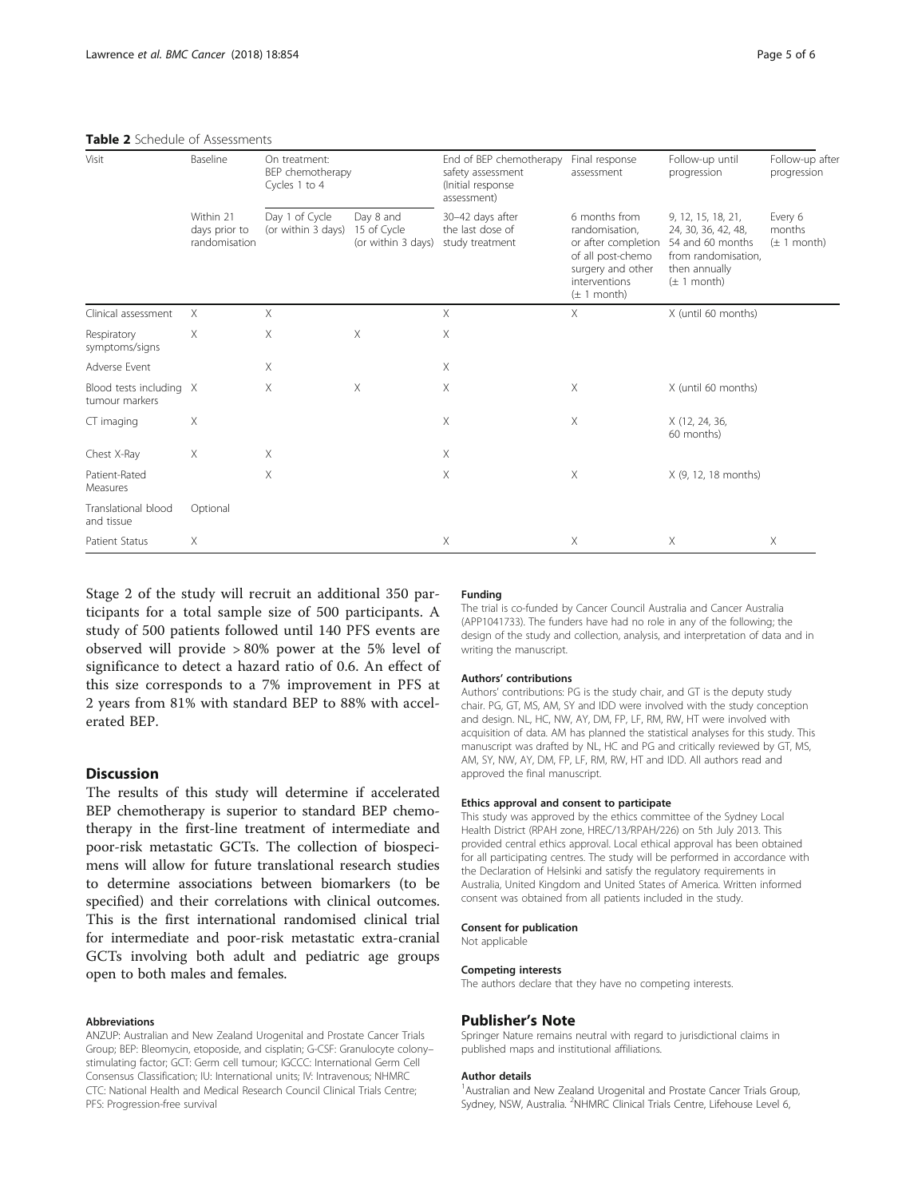**Table 2** Schedule of Assessments

| Visit | Baseline | On treatment: BEP chemotherapy Cycles 1 to 4 | | End of BEP chemotherapy safety assessment (Initial response assessment) | Final response assessment | Follow-up until progression | Follow-up after progression |
|---|---|---|---|---|---|---|---|
| | Within 21 days prior to randomisation | Day 1 of Cycle (or within 3 days) | Day 8 and 15 of Cycle (or within 3 days) | 30–42 days after the last dose of study treatment | 6 months from randomisation, or after completion of all post-chemo surgery and other interventions (± 1 month) | 9, 12, 15, 18, 21, 24, 30, 36, 42, 48, 54 and 60 months from randomisation, then annually (± 1 month) | Every 6 months (± 1 month) |
| Clinical assessment | X | X | | X | X | X (until 60 months) | |
| Respiratory symptoms/signs | X | X | X | X | | | |
| Adverse Event | | X | | X | | | |
| Blood tests including tumour markers | X | X | X | X | X | X (until 60 months) | |
| CT imaging | X | | | X | X | X (12, 24, 36, 60 months) | |
| Chest X-Ray | X | X | | X | | | |
| Patient-Rated Measures | | X | | X | X | X (9, 12, 18 months) | |
| Translational blood and tissue | Optional | | | | | | |
| Patient Status | X | | | X | X | X | X |

Stage 2 of the study will recruit an additional 350 participants for a total sample size of 500 participants. A study of 500 patients followed until 140 PFS events are observed will provide > 80% power at the 5% level of significance to detect a hazard ratio of 0.6. An effect of this size corresponds to a 7% improvement in PFS at 2 years from 81% with standard BEP to 88% with accelerated BEP.

## Discussion

The results of this study will determine if accelerated BEP chemotherapy is superior to standard BEP chemotherapy in the first-line treatment of intermediate and poor-risk metastatic GCTs. The collection of biospecimens will allow for future translational research studies to determine associations between biomarkers (to be specified) and their correlations with clinical outcomes. This is the first international randomised clinical trial for intermediate and poor-risk metastatic extra-cranial GCTs involving both adult and pediatric age groups open to both males and females.

#### Abbreviations

ANZUP: Australian and New Zealand Urogenital and Prostate Cancer Trials Group; BEP: Bleomycin, etoposide, and cisplatin; G-CSF: Granulocyte colony–stimulating factor; GCT: Germ cell tumour; IGCCC: International Germ Cell Consensus Classification; IU: International units; IV: Intravenous; NHMRC CTC: National Health and Medical Research Council Clinical Trials Centre; PFS: Progression-free survival

#### Funding

The trial is co-funded by Cancer Council Australia and Cancer Australia (APP1041733). The funders have had no role in any of the following; the design of the study and collection, analysis, and interpretation of data and in writing the manuscript.

#### Authors' contributions

Authors' contributions: PG is the study chair, and GT is the deputy study chair. PG, GT, MS, AM, SY and IDD were involved with the study conception and design. NL, HC, NW, AY, DM, FP, LF, RM, RW, HT were involved with acquisition of data. AM has planned the statistical analyses for this study. This manuscript was drafted by NL, HC and PG and critically reviewed by GT, MS, AM, SY, NW, AY, DM, FP, LF, RM, RW, HT and IDD. All authors read and approved the final manuscript.

#### Ethics approval and consent to participate

This study was approved by the ethics committee of the Sydney Local Health District (RPAH zone, HREC/13/RPAH/226) on 5th July 2013. This provided central ethics approval. Local ethical approval has been obtained for all participating centres. The study will be performed in accordance with the Declaration of Helsinki and satisfy the regulatory requirements in Australia, United Kingdom and United States of America. Written informed consent was obtained from all patients included in the study.

#### Consent for publication

Not applicable

#### Competing interests

The authors declare that they have no competing interests.

## Publisher's Note

Springer Nature remains neutral with regard to jurisdictional claims in published maps and institutional affiliations.

#### Author details

[1]Australian and New Zealand Urogenital and Prostate Cancer Trials Group, Sydney, NSW, Australia. [2]NHMRC Clinical Trials Centre, Lifehouse Level 6,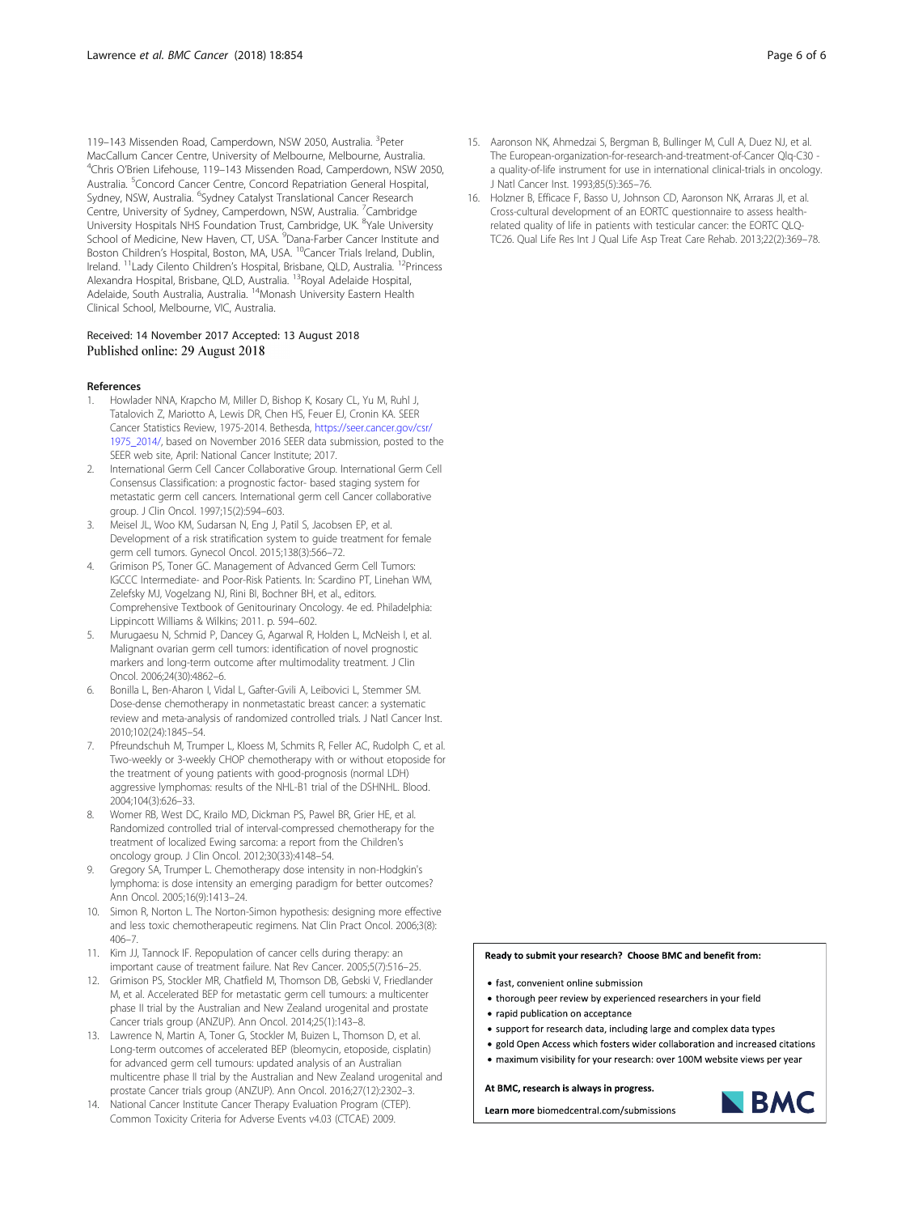119–143 Missenden Road, Camperdown, NSW 2050, Australia. [3]Peter MacCallum Cancer Centre, University of Melbourne, Melbourne, Australia. [4]Chris O'Brien Lifehouse, 119–143 Missenden Road, Camperdown, NSW 2050, Australia. [5]Concord Cancer Centre, Concord Repatriation General Hospital, Sydney, NSW, Australia. [6]Sydney Catalyst Translational Cancer Research Centre, University of Sydney, Camperdown, NSW, Australia. [7]Cambridge University Hospitals NHS Foundation Trust, Cambridge, UK. [8]Yale University School of Medicine, New Haven, CT, USA. [9]Dana-Farber Cancer Institute and Boston Children's Hospital, Boston, MA, USA. [10]Cancer Trials Ireland, Dublin, Ireland. [11]Lady Cilento Children's Hospital, Brisbane, QLD, Australia. [12]Princess Alexandra Hospital, Brisbane, QLD, Australia. [13]Royal Adelaide Hospital, Adelaide, South Australia, Australia. [14]Monash University Eastern Health Clinical School, Melbourne, VIC, Australia.

Received: 14 November 2017 Accepted: 13 August 2018
Published online: 29 August 2018

### References

1. Howlader NNA, Krapcho M, Miller D, Bishop K, Kosary CL, Yu M, Ruhl J, Tatalovich Z, Mariotto A, Lewis DR, Chen HS, Feuer EJ, Cronin KA. SEER Cancer Statistics Review, 1975-2014. Bethesda, https://seer.cancer.gov/csr/1975_2014/, based on November 2016 SEER data submission, posted to the SEER web site, April: National Cancer Institute; 2017.
2. International Germ Cell Cancer Collaborative Group. International Germ Cell Consensus Classification: a prognostic factor- based staging system for metastatic germ cell cancers. International germ cell Cancer collaborative group. J Clin Oncol. 1997;15(2):594–603.
3. Meisel JL, Woo KM, Sudarsan N, Eng J, Patil S, Jacobsen EP, et al. Development of a risk stratification system to guide treatment for female germ cell tumors. Gynecol Oncol. 2015;138(3):566–72.
4. Grimison PS, Toner GC. Management of Advanced Germ Cell Tumors: IGCCC Intermediate- and Poor-Risk Patients. In: Scardino PT, Linehan WM, Zelefsky MJ, Vogelzang NJ, Rini BI, Bochner BH, et al., editors. Comprehensive Textbook of Genitourinary Oncology. 4e ed. Philadelphia: Lippincott Williams & Wilkins; 2011. p. 594–602.
5. Murugaesu N, Schmid P, Dancey G, Agarwal R, Holden L, McNeish I, et al. Malignant ovarian germ cell tumors: identification of novel prognostic markers and long-term outcome after multimodality treatment. J Clin Oncol. 2006;24(30):4862–6.
6. Bonilla L, Ben-Aharon I, Vidal L, Gafter-Gvili A, Leibovici L, Stemmer SM. Dose-dense chemotherapy in nonmetastatic breast cancer: a systematic review and meta-analysis of randomized controlled trials. J Natl Cancer Inst. 2010;102(24):1845–54.
7. Pfreundschuh M, Trumper L, Kloess M, Schmits R, Feller AC, Rudolph C, et al. Two-weekly or 3-weekly CHOP chemotherapy with or without etoposide for the treatment of young patients with good-prognosis (normal LDH) aggressive lymphomas: results of the NHL-B1 trial of the DSHNHL. Blood. 2004;104(3):626–33.
8. Womer RB, West DC, Krailo MD, Dickman PS, Pawel BR, Grier HE, et al. Randomized controlled trial of interval-compressed chemotherapy for the treatment of localized Ewing sarcoma: a report from the Children's oncology group. J Clin Oncol. 2012;30(33):4148–54.
9. Gregory SA, Trumper L. Chemotherapy dose intensity in non-Hodgkin's lymphoma: is dose intensity an emerging paradigm for better outcomes? Ann Oncol. 2005;16(9):1413–24.
10. Simon R, Norton L. The Norton-Simon hypothesis: designing more effective and less toxic chemotherapeutic regimens. Nat Clin Pract Oncol. 2006;3(8):406–7.
11. Kim JJ, Tannock IF. Repopulation of cancer cells during therapy: an important cause of treatment failure. Nat Rev Cancer. 2005;5(7):516–25.
12. Grimison PS, Stockler MR, Chatfield M, Thomson DB, Gebski V, Friedlander M, et al. Accelerated BEP for metastatic germ cell tumours: a multicenter phase II trial by the Australian and New Zealand urogenital and prostate Cancer trials group (ANZUP). Ann Oncol. 2014;25(1):143–8.
13. Lawrence N, Martin A, Toner G, Stockler M, Buizen L, Thomson D, et al. Long-term outcomes of accelerated BEP (bleomycin, etoposide, cisplatin) for advanced germ cell tumours: updated analysis of an Australian multicentre phase II trial by the Australian and New Zealand urogenital and prostate Cancer trials group (ANZUP). Ann Oncol. 2016;27(12):2302–3.
14. National Cancer Institute Cancer Therapy Evaluation Program (CTEP). Common Toxicity Criteria for Adverse Events v4.03 (CTCAE) 2009.
15. Aaronson NK, Ahmedzai S, Bergman B, Bullinger M, Cull A, Duez NJ, et al. The European-organization-for-research-and-treatment-of-Cancer Qlq-C30 - a quality-of-life instrument for use in international clinical-trials in oncology. J Natl Cancer Inst. 1993;85(5):365–76.
16. Holzner B, Efficace F, Basso U, Johnson CD, Aaronson NK, Arraras JI, et al. Cross-cultural development of an EORTC questionnaire to assess health-related quality of life in patients with testicular cancer: the EORTC QLQ-TC26. Qual Life Res Int J Qual Life Asp Treat Care Rehab. 2013;22(2):369–78.

**Ready to submit your research? Choose BMC and benefit from:**

- fast, convenient online submission
- thorough peer review by experienced researchers in your field
- rapid publication on acceptance
- support for research data, including large and complex data types
- gold Open Access which fosters wider collaboration and increased citations
- maximum visibility for your research: over 100M website views per year

**At BMC, research is always in progress.**

**Learn more** biomedcentral.com/submissions

BMC